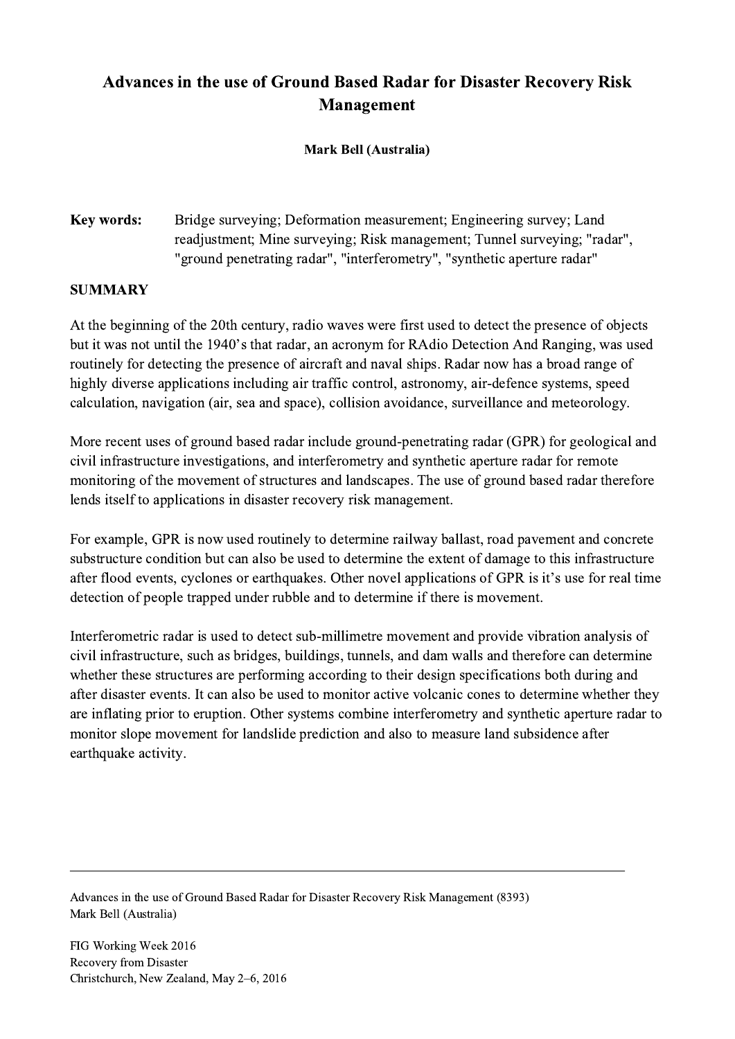# Advances in the use of Ground Based Radar for Disaster Recovery Risk Management

**Mark Bell (Australia)**

**Key words:** Bridge surveying; Deformation measurement; Engineering survey; Land readjustment; Mine surveying; Risk management; Tunnel surveying; "radar", "ground penetrating radar", "interferometry", "synthetic aperture radar"

## SUMMARY

At the beginning of the 20th century, radio waves were first used to detect the presence of objects but it was not until the 1940's that radar, an acronym for RAdio Detection And Ranging, was used routinely for detecting the presence of aircraft and naval ships. Radar now has a broad range of highly diverse applications including air traffic control, astronomy, air-defence systems, speed calculation, navigation (air, sea and space), collision avoidance, surveillance and meteorology.

More recent uses of ground based radar include ground-penetrating radar (GPR) for geological and civil infrastructure investigations, and interferometry and synthetic aperture radar for remote monitoring of the movement of structures and landscapes. The use of ground based radar therefore lends itself to applications in disaster recovery risk management.

For example, GPR is now used routinely to determine railway ballast, road pavement and concrete substructure condition but can also be used to determine the extent of damage to this infrastructure after flood events, cyclones or earthquakes. Other novel applications of GPR is it's use for real time detection of people trapped under rubble and to determine if there is movement.

Interferometric radar is used to detect sub-millimetre movement and provide vibration analysis of civil infrastructure, such as bridges, buildings, tunnels, and dam walls and therefore can determine whether these structures are performing according to their design specifications both during and after disaster events. It can also be used to monitor active volcanic cones to determine whether they are inflating prior to eruption. Other systems combine interferometry and synthetic aperture radar to monitor slope movement for landslide prediction and also to measure land subsidence after earthquake activity.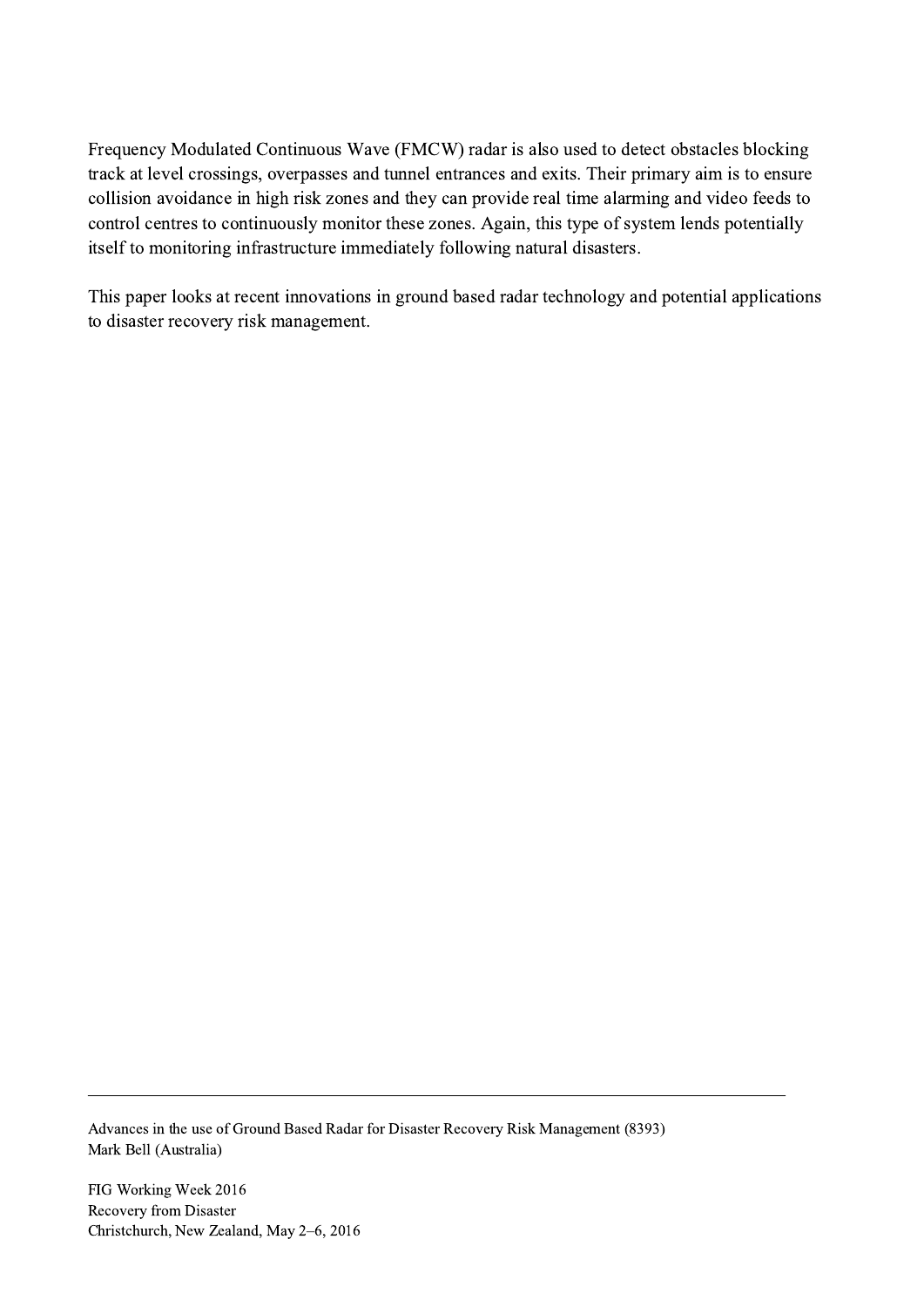Frequency Modulated Continuous Wave (FMCW) radar is also used to detect obstacles blocking track at level crossings, overpasses and tunnel entrances and exits. Their primary aim is to ensure collision avoidance in high risk zones and they can provide real time alarming and video feeds to control centres to continuously monitor these zones. Again, this type of system lends potentially itself to monitoring infrastructure immediately following natural disasters.

This paper looks at recent innovations in ground based radar technology and potential applications to disaster recovery risk management.